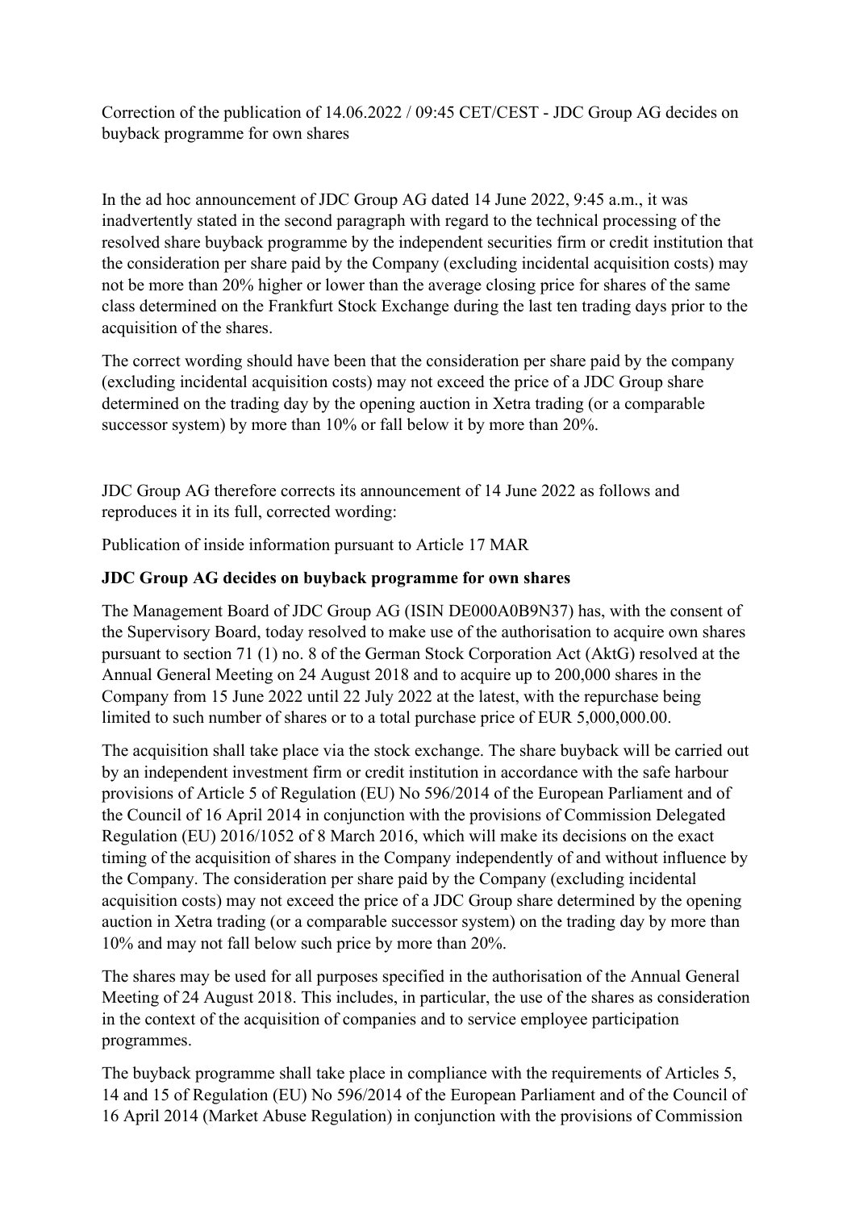Correction of the publication of 14.06.2022 / 09:45 CET/CEST - JDC Group AG decides on buyback programme for own shares

In the ad hoc announcement of JDC Group AG dated 14 June 2022, 9:45 a.m., it was inadvertently stated in the second paragraph with regard to the technical processing of the resolved share buyback programme by the independent securities firm or credit institution that the consideration per share paid by the Company (excluding incidental acquisition costs) may not be more than 20% higher or lower than the average closing price for shares of the same class determined on the Frankfurt Stock Exchange during the last ten trading days prior to the acquisition of the shares.

The correct wording should have been that the consideration per share paid by the company (excluding incidental acquisition costs) may not exceed the price of a JDC Group share determined on the trading day by the opening auction in Xetra trading (or a comparable successor system) by more than 10% or fall below it by more than 20%.

JDC Group AG therefore corrects its announcement of 14 June 2022 as follows and reproduces it in its full, corrected wording:

Publication of inside information pursuant to Article 17 MAR

**JDC Group AG decides on buyback programme for own shares**

The Management Board of JDC Group AG (ISIN DE000A0B9N37) has, with the consent of the Supervisory Board, today resolved to make use of the authorisation to acquire own shares pursuant to section 71 (1) no. 8 of the German Stock Corporation Act (AktG) resolved at the Annual General Meeting on 24 August 2018 and to acquire up to 200,000 shares in the Company from 15 June 2022 until 22 July 2022 at the latest, with the repurchase being limited to such number of shares or to a total purchase price of EUR 5,000,000.00.

The acquisition shall take place via the stock exchange. The share buyback will be carried out by an independent investment firm or credit institution in accordance with the safe harbour provisions of Article 5 of Regulation (EU) No 596/2014 of the European Parliament and of the Council of 16 April 2014 in conjunction with the provisions of Commission Delegated Regulation (EU) 2016/1052 of 8 March 2016, which will make its decisions on the exact timing of the acquisition of shares in the Company independently of and without influence by the Company. The consideration per share paid by the Company (excluding incidental acquisition costs) may not exceed the price of a JDC Group share determined by the opening auction in Xetra trading (or a comparable successor system) on the trading day by more than 10% and may not fall below such price by more than 20%.

The shares may be used for all purposes specified in the authorisation of the Annual General Meeting of 24 August 2018. This includes, in particular, the use of the shares as consideration in the context of the acquisition of companies and to service employee participation programmes.

The buyback programme shall take place in compliance with the requirements of Articles 5, 14 and 15 of Regulation (EU) No 596/2014 of the European Parliament and of the Council of 16 April 2014 (Market Abuse Regulation) in conjunction with the provisions of Commission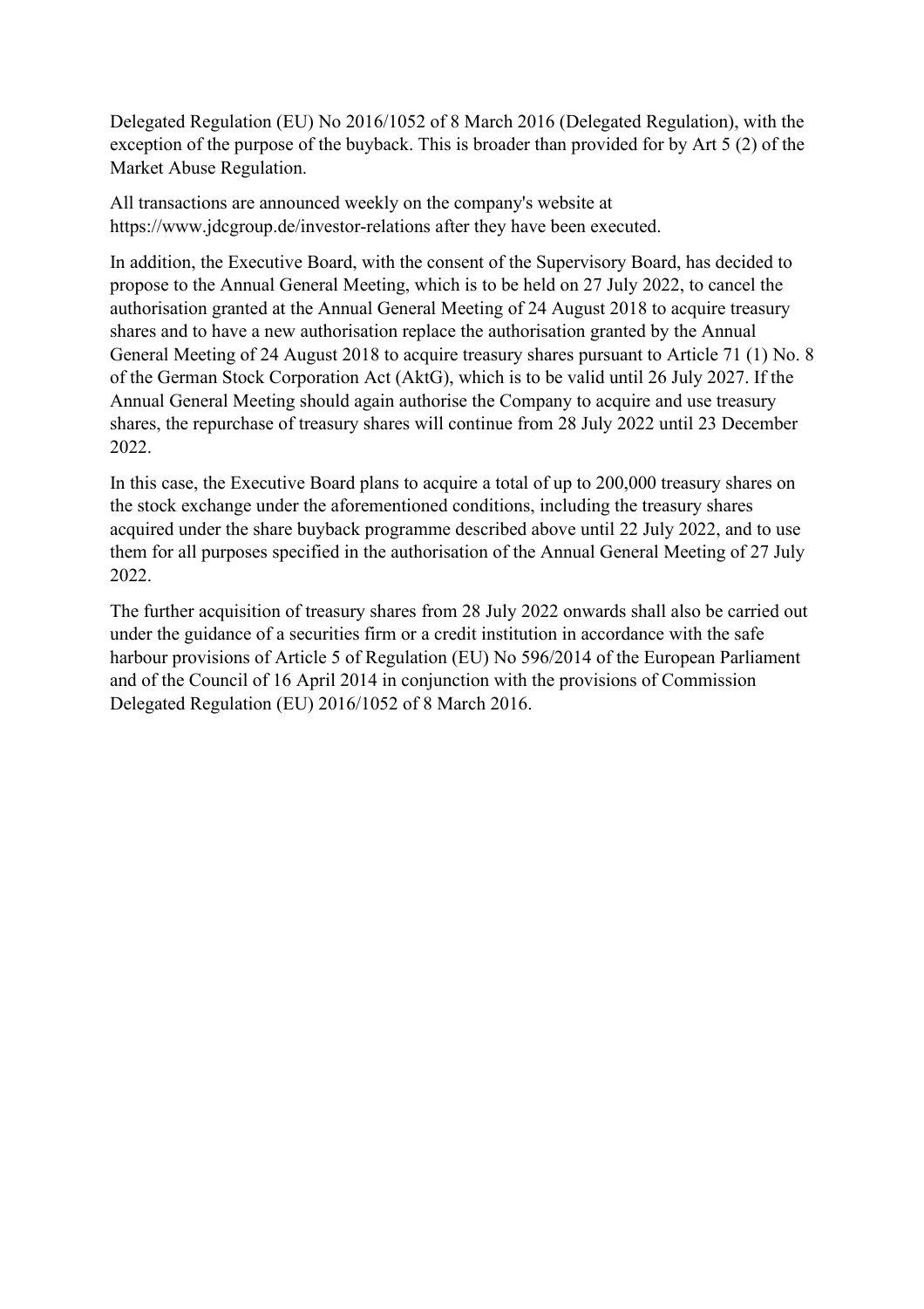Delegated Regulation (EU) No 2016/1052 of 8 March 2016 (Delegated Regulation), with the exception of the purpose of the buyback. This is broader than provided for by Art 5 (2) of the Market Abuse Regulation.

All transactions are announced weekly on the company's website at https://www.jdcgroup.de/investor-relations after they have been executed.

In addition, the Executive Board, with the consent of the Supervisory Board, has decided to propose to the Annual General Meeting, which is to be held on 27 July 2022, to cancel the authorisation granted at the Annual General Meeting of 24 August 2018 to acquire treasury shares and to have a new authorisation replace the authorisation granted by the Annual General Meeting of 24 August 2018 to acquire treasury shares pursuant to Article 71 (1) No. 8 of the German Stock Corporation Act (AktG), which is to be valid until 26 July 2027. If the Annual General Meeting should again authorise the Company to acquire and use treasury shares, the repurchase of treasury shares will continue from 28 July 2022 until 23 December 2022.

In this case, the Executive Board plans to acquire a total of up to 200,000 treasury shares on the stock exchange under the aforementioned conditions, including the treasury shares acquired under the share buyback programme described above until 22 July 2022, and to use them for all purposes specified in the authorisation of the Annual General Meeting of 27 July 2022.

The further acquisition of treasury shares from 28 July 2022 onwards shall also be carried out under the guidance of a securities firm or a credit institution in accordance with the safe harbour provisions of Article 5 of Regulation (EU) No 596/2014 of the European Parliament and of the Council of 16 April 2014 in conjunction with the provisions of Commission Delegated Regulation (EU) 2016/1052 of 8 March 2016.